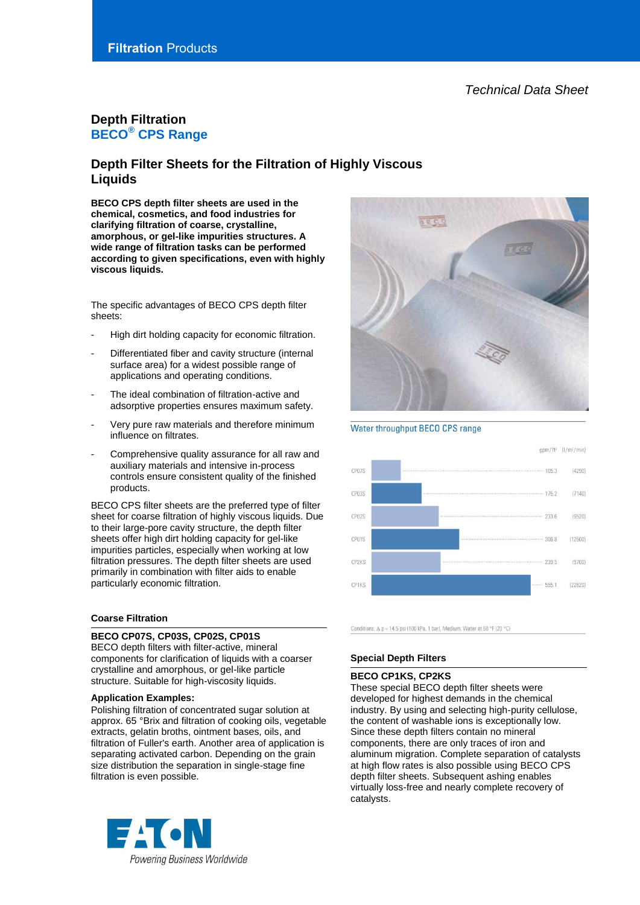Filtration Products

*Technical Data Sheet*

# Depth Filtration
## BECO® CPS Range

## Depth Filter Sheets for the Filtration of Highly Viscous Liquids

**BECO CPS depth filter sheets are used in the chemical, cosmetics, and food industries for clarifying filtration of coarse, crystalline, amorphous, or gel-like impurities structures. A wide range of filtration tasks can be performed according to given specifications, even with highly viscous liquids.**

The specific advantages of BECO CPS depth filter sheets:

- High dirt holding capacity for economic filtration.
- Differentiated fiber and cavity structure (internal surface area) for a widest possible range of applications and operating conditions.
- The ideal combination of filtration-active and adsorptive properties ensures maximum safety.
- Very pure raw materials and therefore minimum influence on filtrates.
- Comprehensive quality assurance for all raw and auxiliary materials and intensive in-process controls ensure consistent quality of the finished products.

BECO CPS filter sheets are the preferred type of filter sheet for coarse filtration of highly viscous liquids. Due to their large-pore cavity structure, the depth filter sheets offer high dirt holding capacity for gel-like impurities particles, especially when working at low filtration pressures. The depth filter sheets are used primarily in combination with filter aids to enable particularly economic filtration.

Water throughput BECO CPS range

| | gpm/ft² | (l/m²/min) |
|---|---|---|
| CP07S | 105.3 | (4290) |
| CP03S | 175.2 | (7140) |
| CP02S | 233.6 | (9520) |
| CP01S | 306.8 | (12500) |
| CP2KS | 239.5 | (9760) |
| CP1KS | 555.1 | (22620) |

Conditions: Δ p = 14.5 psi (100 kPa, 1 bar), Medium: Water at 68 °F (20 °C)

### Coarse Filtration

**BECO CP07S, CP03S, CP02S, CP01S**

BECO depth filters with filter-active, mineral components for clarification of liquids with a coarser crystalline and amorphous, or gel-like particle structure. Suitable for high-viscosity liquids.

**Application Examples:**

Polishing filtration of concentrated sugar solution at approx. 65 °Brix and filtration of cooking oils, vegetable extracts, gelatin broths, ointment bases, oils, and filtration of Fuller's earth. Another area of application is separating activated carbon. Depending on the grain size distribution the separation in single-stage fine filtration is even possible.

### Special Depth Filters

**BECO CP1KS, CP2KS**

These special BECO depth filter sheets were developed for highest demands in the chemical industry. By using and selecting high-purity cellulose, the content of washable ions is exceptionally low. Since these depth filters contain no mineral components, there are only traces of iron and aluminum migration. Complete separation of catalysts at high flow rates is also possible using BECO CPS depth filter sheets. Subsequent ashing enables virtually loss-free and nearly complete recovery of catalysts.

EATON
Powering Business Worldwide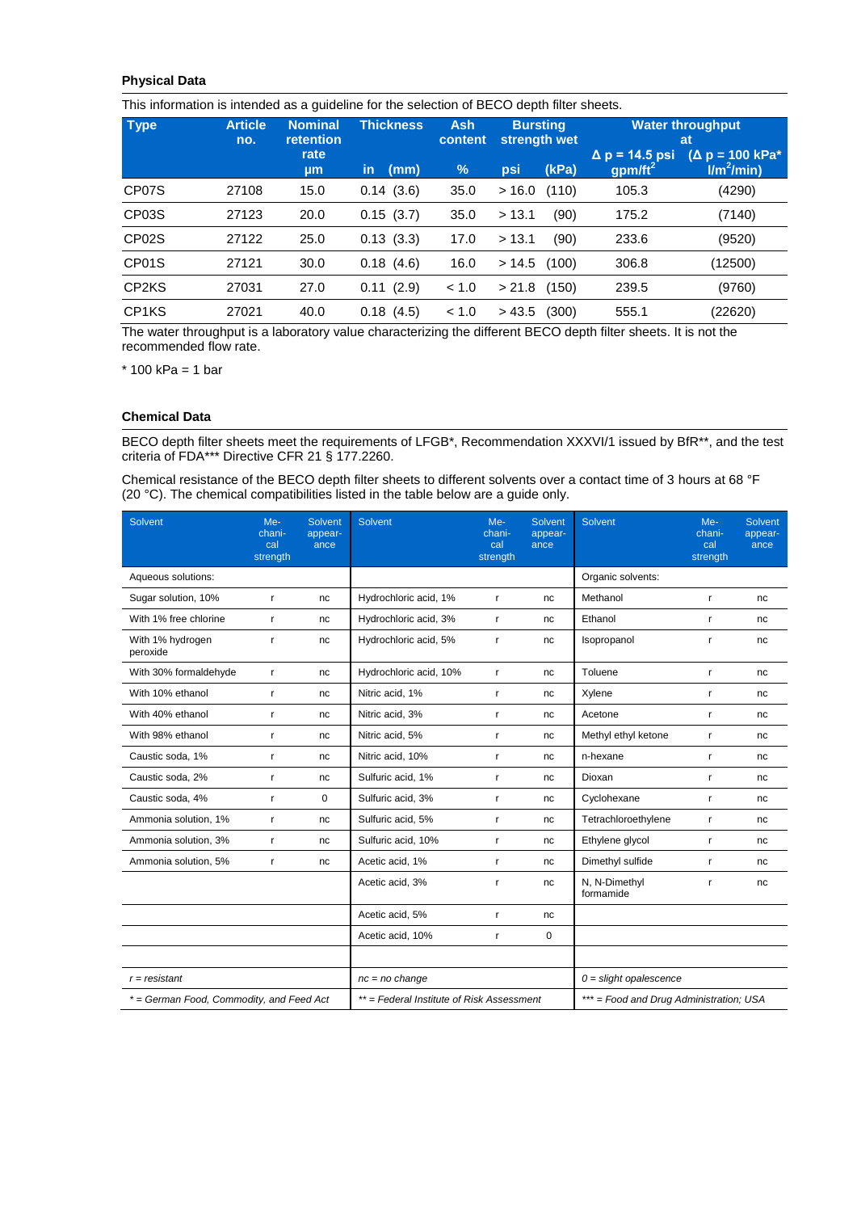### Physical Data

This information is intended as a guideline for the selection of BECO depth filter sheets.

| Type | Article no. | Nominal retention rate | Thickness | | Ash content | Bursting strength wet | | Water throughput at | |
|---|---|---|---|---|---|---|---|---|---|
| | | | | | | | | Δ p = 14.5 psi | (Δ p = 100 kPa* |
| | | µm | in | (mm) | % | psi | (kPa) | gpm/ft² | l/m²/min) |
| CP07S | 27108 | 15.0 | 0.14 | (3.6) | 35.0 | > 16.0 | (110) | 105.3 | (4290) |
| CP03S | 27123 | 20.0 | 0.15 | (3.7) | 35.0 | > 13.1 | (90) | 175.2 | (7140) |
| CP02S | 27122 | 25.0 | 0.13 | (3.3) | 17.0 | > 13.1 | (90) | 233.6 | (9520) |
| CP01S | 27121 | 30.0 | 0.18 | (4.6) | 16.0 | > 14.5 | (100) | 306.8 | (12500) |
| CP2KS | 27031 | 27.0 | 0.11 | (2.9) | < 1.0 | > 21.8 | (150) | 239.5 | (9760) |
| CP1KS | 27021 | 40.0 | 0.18 | (4.5) | < 1.0 | > 43.5 | (300) | 555.1 | (22620) |

The water throughput is a laboratory value characterizing the different BECO depth filter sheets. It is not the recommended flow rate.

* 100 kPa = 1 bar

### Chemical Data

BECO depth filter sheets meet the requirements of LFGB*, Recommendation XXXVI/1 issued by BfR**, and the test criteria of FDA*** Directive CFR 21 § 177.2260.

Chemical resistance of the BECO depth filter sheets to different solvents over a contact time of 3 hours at 68 °F (20 °C). The chemical compatibilities listed in the table below are a guide only.

| Solvent | Mechanical strength | Solvent appearance | Solvent | Mechanical strength | Solvent appearance | Solvent | Mechanical strength | Solvent appearance |
|---|---|---|---|---|---|---|---|---|
| Aqueous solutions: | | | | | | Organic solvents: | | |
| Sugar solution, 10% | r | nc | Hydrochloric acid, 1% | r | nc | Methanol | r | nc |
| With 1% free chlorine | r | nc | Hydrochloric acid, 3% | r | nc | Ethanol | r | nc |
| With 1% hydrogen peroxide | r | nc | Hydrochloric acid, 5% | r | nc | Isopropanol | r | nc |
| With 30% formaldehyde | r | nc | Hydrochloric acid, 10% | r | nc | Toluene | r | nc |
| With 10% ethanol | r | nc | Nitric acid, 1% | r | nc | Xylene | r | nc |
| With 40% ethanol | r | nc | Nitric acid, 3% | r | nc | Acetone | r | nc |
| With 98% ethanol | r | nc | Nitric acid, 5% | r | nc | Methyl ethyl ketone | r | nc |
| Caustic soda, 1% | r | nc | Nitric acid, 10% | r | nc | n-hexane | r | nc |
| Caustic soda, 2% | r | nc | Sulfuric acid, 1% | r | nc | Dioxan | r | nc |
| Caustic soda, 4% | r | 0 | Sulfuric acid, 3% | r | nc | Cyclohexane | r | nc |
| Ammonia solution, 1% | r | nc | Sulfuric acid, 5% | r | nc | Tetrachloroethylene | r | nc |
| Ammonia solution, 3% | r | nc | Sulfuric acid, 10% | r | nc | Ethylene glycol | r | nc |
| Ammonia solution, 5% | r | nc | Acetic acid, 1% | r | nc | Dimethyl sulfide | r | nc |
| | | | Acetic acid, 3% | r | nc | N, N-Dimethyl formamide | r | nc |
| | | | Acetic acid, 5% | r | nc | | | |
| | | | Acetic acid, 10% | r | 0 | | | |
| | | | | | | | | |
| *r = resistant* | | | *nc = no change* | | | *0 = slight opalescence* | | |
| *\* = German Food, Commodity, and Feed Act* | | | *\*\* = Federal Institute of Risk Assessment* | | | *\*\*\* = Food and Drug Administration; USA* | | |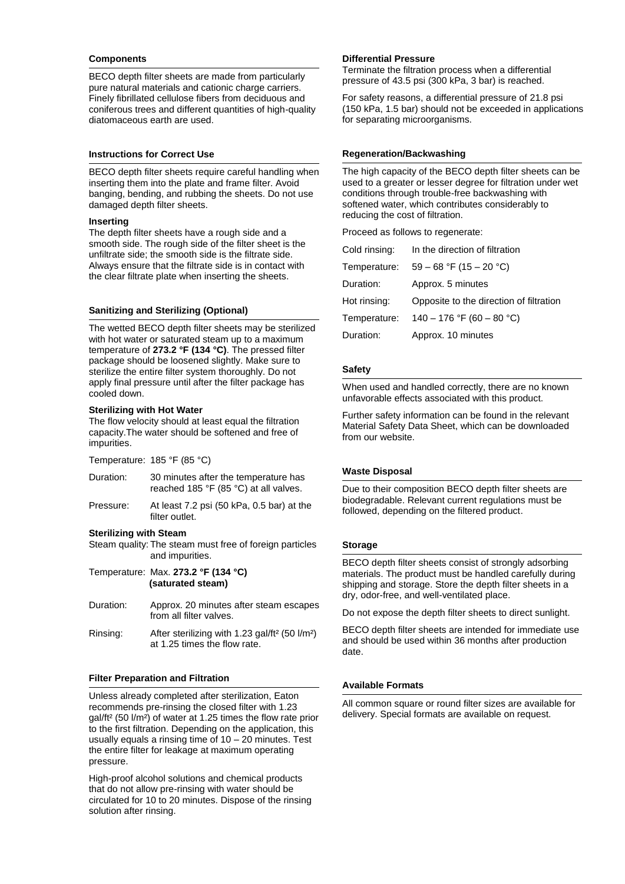## Components

BECO depth filter sheets are made from particularly pure natural materials and cationic charge carriers. Finely fibrillated cellulose fibers from deciduous and coniferous trees and different quantities of high-quality diatomaceous earth are used.

## Instructions for Correct Use

BECO depth filter sheets require careful handling when inserting them into the plate and frame filter. Avoid banging, bending, and rubbing the sheets. Do not use damaged depth filter sheets.

### Inserting

The depth filter sheets have a rough side and a smooth side. The rough side of the filter sheet is the unfiltrate side; the smooth side is the filtrate side. Always ensure that the filtrate side is in contact with the clear filtrate plate when inserting the sheets.

## Sanitizing and Sterilizing (Optional)

The wetted BECO depth filter sheets may be sterilized with hot water or saturated steam up to a maximum temperature of **273.2 °F (134 °C)**. The pressed filter package should be loosened slightly. Make sure to sterilize the entire filter system thoroughly. Do not apply final pressure until after the filter package has cooled down.

### Sterilizing with Hot Water

The flow velocity should at least equal the filtration capacity.The water should be softened and free of impurities.

| | |
|---|---|
| Temperature: | 185 °F (85 °C) |
| Duration: | 30 minutes after the temperature has reached 185 °F (85 °C) at all valves. |
| Pressure: | At least 7.2 psi (50 kPa, 0.5 bar) at the filter outlet. |

### Sterilizing with Steam

| | |
|---|---|
| Steam quality: | The steam must free of foreign particles and impurities. |
| Temperature: | Max. **273.2 °F (134 °C) (saturated steam)** |
| Duration: | Approx. 20 minutes after steam escapes from all filter valves. |
| Rinsing: | After sterilizing with 1.23 gal/ft² (50 l/m²) at 1.25 times the flow rate. |

## Filter Preparation and Filtration

Unless already completed after sterilization, Eaton recommends pre-rinsing the closed filter with 1.23 gal/ft² (50 l/m²) of water at 1.25 times the flow rate prior to the first filtration. Depending on the application, this usually equals a rinsing time of 10 – 20 minutes. Test the entire filter for leakage at maximum operating pressure.

High-proof alcohol solutions and chemical products that do not allow pre-rinsing with water should be circulated for 10 to 20 minutes. Dispose of the rinsing solution after rinsing.

## Differential Pressure

Terminate the filtration process when a differential pressure of 43.5 psi (300 kPa, 3 bar) is reached.

For safety reasons, a differential pressure of 21.8 psi (150 kPa, 1.5 bar) should not be exceeded in applications for separating microorganisms.

## Regeneration/Backwashing

The high capacity of the BECO depth filter sheets can be used to a greater or lesser degree for filtration under wet conditions through trouble-free backwashing with softened water, which contributes considerably to reducing the cost of filtration.

Proceed as follows to regenerate:

| | |
|---|---|
| Cold rinsing: | In the direction of filtration |
| Temperature: | 59 – 68 °F (15 – 20 °C) |
| Duration: | Approx. 5 minutes |
| Hot rinsing: | Opposite to the direction of filtration |
| Temperature: | 140 – 176 °F (60 – 80 °C) |
| Duration: | Approx. 10 minutes |

## Safety

When used and handled correctly, there are no known unfavorable effects associated with this product.

Further safety information can be found in the relevant Material Safety Data Sheet, which can be downloaded from our website.

## Waste Disposal

Due to their composition BECO depth filter sheets are biodegradable. Relevant current regulations must be followed, depending on the filtered product.

## Storage

BECO depth filter sheets consist of strongly adsorbing materials. The product must be handled carefully during shipping and storage. Store the depth filter sheets in a dry, odor-free, and well-ventilated place.

Do not expose the depth filter sheets to direct sunlight.

BECO depth filter sheets are intended for immediate use and should be used within 36 months after production date.

## Available Formats

All common square or round filter sizes are available for delivery. Special formats are available on request.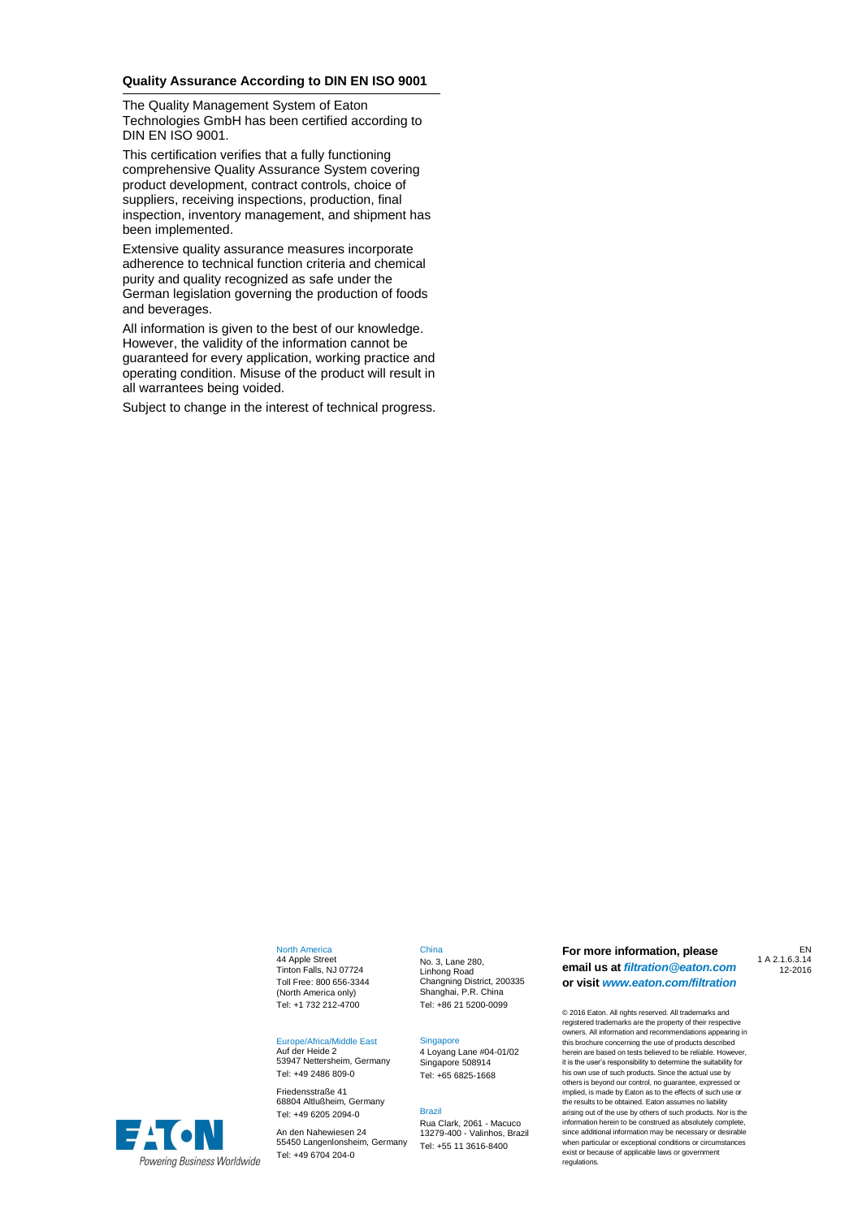## Quality Assurance According to DIN EN ISO 9001

The Quality Management System of Eaton Technologies GmbH has been certified according to DIN EN ISO 9001.

This certification verifies that a fully functioning comprehensive Quality Assurance System covering product development, contract controls, choice of suppliers, receiving inspections, production, final inspection, inventory management, and shipment has been implemented.

Extensive quality assurance measures incorporate adherence to technical function criteria and chemical purity and quality recognized as safe under the German legislation governing the production of foods and beverages.

All information is given to the best of our knowledge. However, the validity of the information cannot be guaranteed for every application, working practice and operating condition. Misuse of the product will result in all warranties being voided.

Subject to change in the interest of technical progress.

EATON
Powering Business Worldwide

North America
44 Apple Street
Tinton Falls, NJ 07724
Toll Free: 800 656-3344
(North America only)
Tel: +1 732 212-4700

Europe/Africa/Middle East
Auf der Heide 2
53947 Nettersheim, Germany
Tel: +49 2486 809-0

Friedensstraße 41
68804 Altlußheim, Germany
Tel: +49 6205 2094-0

An den Nahewiesen 24
55450 Langenlonsheim, Germany
Tel: +49 6704 204-0

China
No. 3, Lane 280,
Linhong Road
Changning District, 200335
Shanghai, P.R. China
Tel: +86 21 5200-0099

Singapore
4 Loyang Lane #04-01/02
Singapore 508914
Tel: +65 6825-1668

Brazil
Rua Clark, 2061 - Macuco
13279-400 - Valinhos, Brazil
Tel: +55 11 3616-8400

**For more information, please email us at *filtration@eaton.com* or visit *www.eaton.com/filtration***

© 2016 Eaton. All rights reserved. All trademarks and registered trademarks are the property of their respective owners. All information and recommendations appearing in this brochure concerning the use of products described herein are based on tests believed to be reliable. However, it is the user's responsibility to determine the suitability for his own use of such products. Since the actual use by others is beyond our control, no guarantee, expressed or implied, is made by Eaton as to the effects of such use or the results to be obtained. Eaton assumes no liability arising out of the use by others of such products. Nor is the information herein to be construed as absolutely complete, since additional information may be necessary or desirable when particular or exceptional conditions or circumstances exist or because of applicable laws or government regulations.

EN
1 A 2.1.6.3.14
12-2016